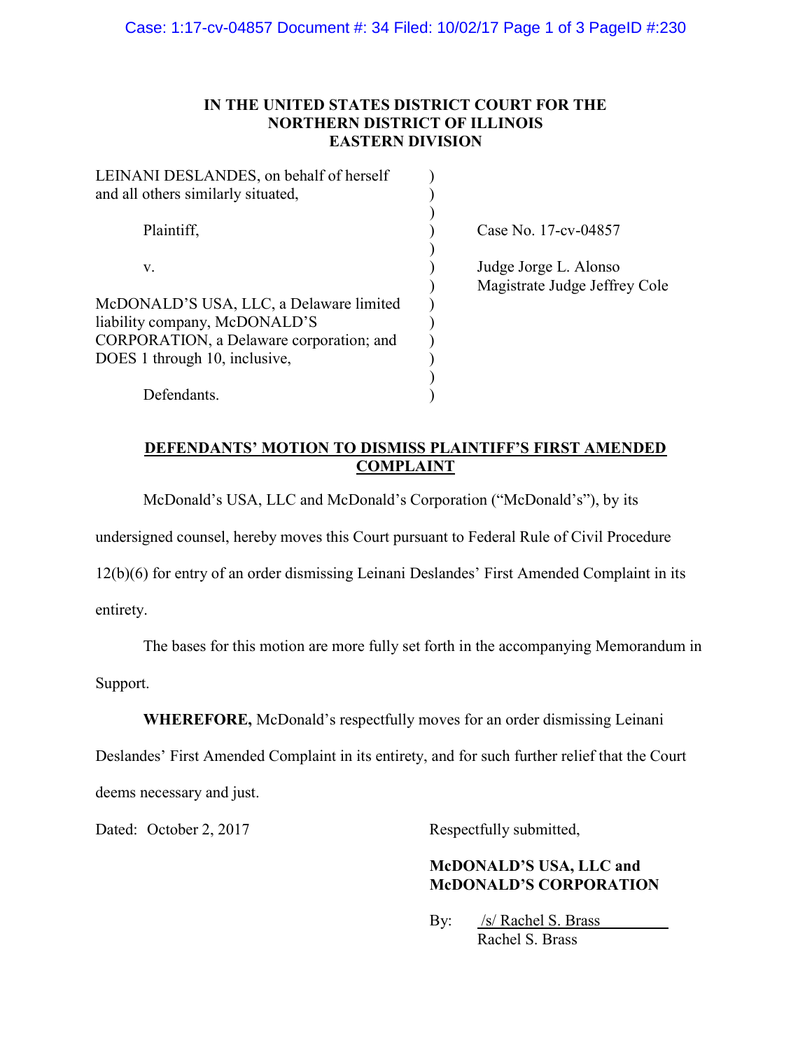**IN THE UNITED STATES DISTRICT COURT FOR THE NORTHERN DISTRICT OF ILLINOIS EASTERN DIVISION**

LEINANI DESLANDES, on behalf of herself and all others similarly situated,

Plaintiff,

v.

McDONALD'S USA, LLC, a Delaware limited liability company, McDONALD'S CORPORATION, a Delaware corporation; and DOES 1 through 10, inclusive,

Defendants.

Case No. 17-cv-04857

Judge Jorge L. Alonso
Magistrate Judge Jeffrey Cole

**DEFENDANTS' MOTION TO DISMISS PLAINTIFF'S FIRST AMENDED COMPLAINT**

McDonald's USA, LLC and McDonald's Corporation ("McDonald's"), by its undersigned counsel, hereby moves this Court pursuant to Federal Rule of Civil Procedure 12(b)(6) for entry of an order dismissing Leinani Deslandes' First Amended Complaint in its entirety.

The bases for this motion are more fully set forth in the accompanying Memorandum in Support.

**WHEREFORE,** McDonald's respectfully moves for an order dismissing Leinani Deslandes' First Amended Complaint in its entirety, and for such further relief that the Court deems necessary and just.

Dated: October 2, 2017

Respectfully submitted,

**McDONALD'S USA, LLC and McDONALD'S CORPORATION**

By: /s/ Rachel S. Brass
Rachel S. Brass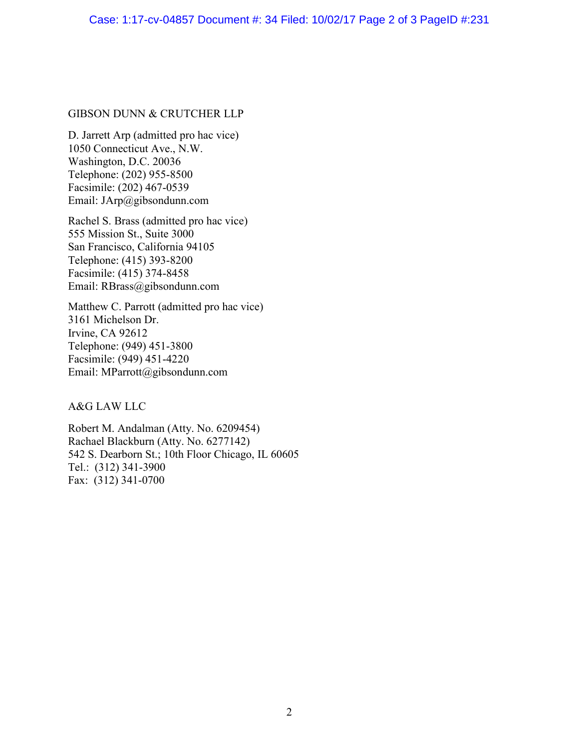GIBSON DUNN & CRUTCHER LLP

D. Jarrett Arp (admitted pro hac vice)
1050 Connecticut Ave., N.W.
Washington, D.C. 20036
Telephone: (202) 955-8500
Facsimile: (202) 467-0539
Email: JArp@gibsondunn.com

Rachel S. Brass (admitted pro hac vice)
555 Mission St., Suite 3000
San Francisco, California 94105
Telephone: (415) 393-8200
Facsimile: (415) 374-8458
Email: RBrass@gibsondunn.com

Matthew C. Parrott (admitted pro hac vice)
3161 Michelson Dr.
Irvine, CA 92612
Telephone: (949) 451-3800
Facsimile: (949) 451-4220
Email: MParrott@gibsondunn.com

A&G LAW LLC

Robert M. Andalman (Atty. No. 6209454)
Rachael Blackburn (Atty. No. 6277142)
542 S. Dearborn St.; 10th Floor Chicago, IL 60605
Tel.: (312) 341-3900
Fax: (312) 341-0700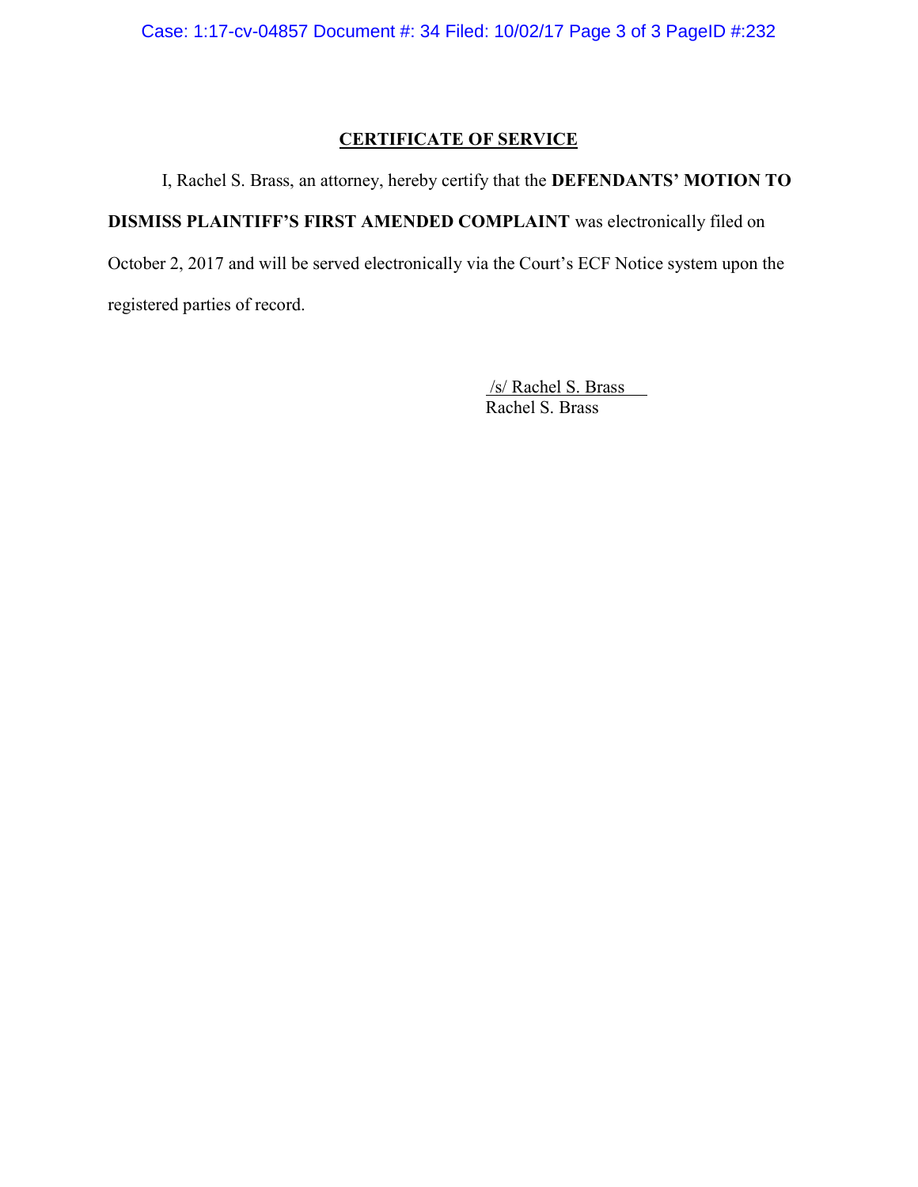## CERTIFICATE OF SERVICE

I, Rachel S. Brass, an attorney, hereby certify that the **DEFENDANTS' MOTION TO DISMISS PLAINTIFF'S FIRST AMENDED COMPLAINT** was electronically filed on October 2, 2017 and will be served electronically via the Court's ECF Notice system upon the registered parties of record.

/s/ Rachel S. Brass
Rachel S. Brass